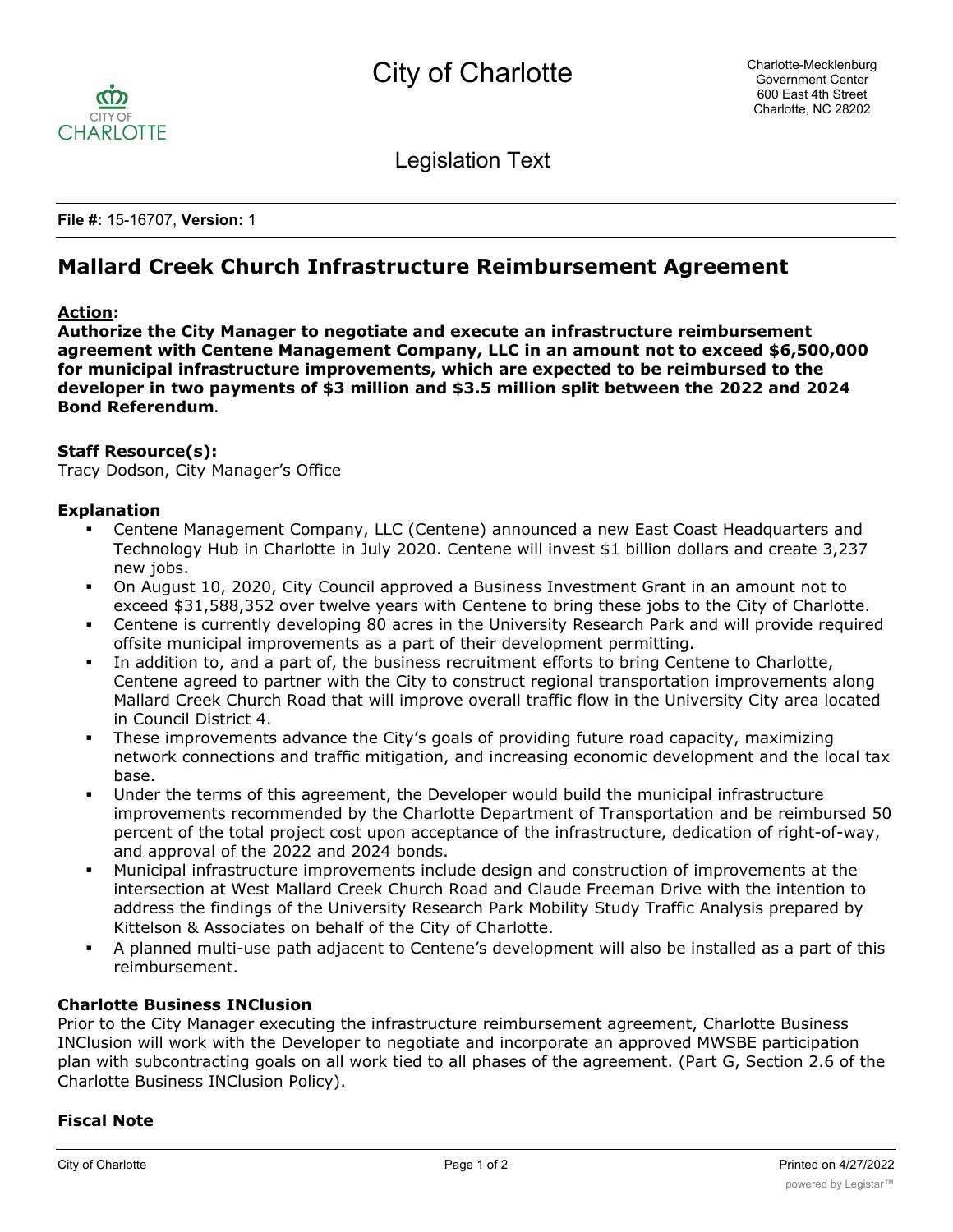# City of Charlotte

Charlotte-Mecklenburg Government Center
600 East 4th Street
Charlotte, NC 28202

## Legislation Text

**File #:** 15-16707, **Version:** 1

# Mallard Creek Church Infrastructure Reimbursement Agreement

**Action:**

**Authorize the City Manager to negotiate and execute an infrastructure reimbursement agreement with Centene Management Company, LLC in an amount not to exceed $6,500,000 for municipal infrastructure improvements, which are expected to be reimbursed to the developer in two payments of $3 million and $3.5 million split between the 2022 and 2024 Bond Referendum**.

**Staff Resource(s):**
Tracy Dodson, City Manager's Office

**Explanation**

- Centene Management Company, LLC (Centene) announced a new East Coast Headquarters and Technology Hub in Charlotte in July 2020. Centene will invest $1 billion dollars and create 3,237 new jobs.
- On August 10, 2020, City Council approved a Business Investment Grant in an amount not to exceed $31,588,352 over twelve years with Centene to bring these jobs to the City of Charlotte.
- Centene is currently developing 80 acres in the University Research Park and will provide required offsite municipal improvements as a part of their development permitting.
- In addition to, and a part of, the business recruitment efforts to bring Centene to Charlotte, Centene agreed to partner with the City to construct regional transportation improvements along Mallard Creek Church Road that will improve overall traffic flow in the University City area located in Council District 4.
- These improvements advance the City's goals of providing future road capacity, maximizing network connections and traffic mitigation, and increasing economic development and the local tax base.
- Under the terms of this agreement, the Developer would build the municipal infrastructure improvements recommended by the Charlotte Department of Transportation and be reimbursed 50 percent of the total project cost upon acceptance of the infrastructure, dedication of right-of-way, and approval of the 2022 and 2024 bonds.
- Municipal infrastructure improvements include design and construction of improvements at the intersection at West Mallard Creek Church Road and Claude Freeman Drive with the intention to address the findings of the University Research Park Mobility Study Traffic Analysis prepared by Kittelson & Associates on behalf of the City of Charlotte.
- A planned multi-use path adjacent to Centene's development will also be installed as a part of this reimbursement.

**Charlotte Business INClusion**

Prior to the City Manager executing the infrastructure reimbursement agreement, Charlotte Business INClusion will work with the Developer to negotiate and incorporate an approved MWSBE participation plan with subcontracting goals on all work tied to all phases of the agreement. (Part G, Section 2.6 of the Charlotte Business INClusion Policy).

**Fiscal Note**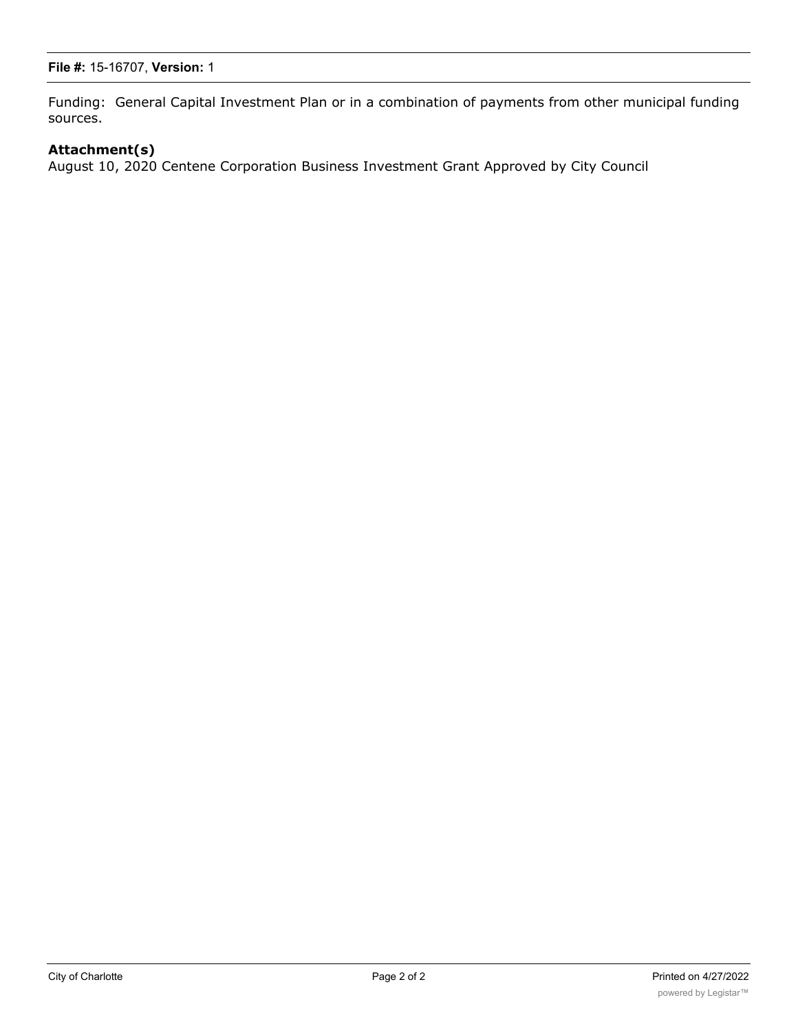Funding: General Capital Investment Plan or in a combination of payments from other municipal funding sources.

**Attachment(s)**

August 10, 2020 Centene Corporation Business Investment Grant Approved by City Council